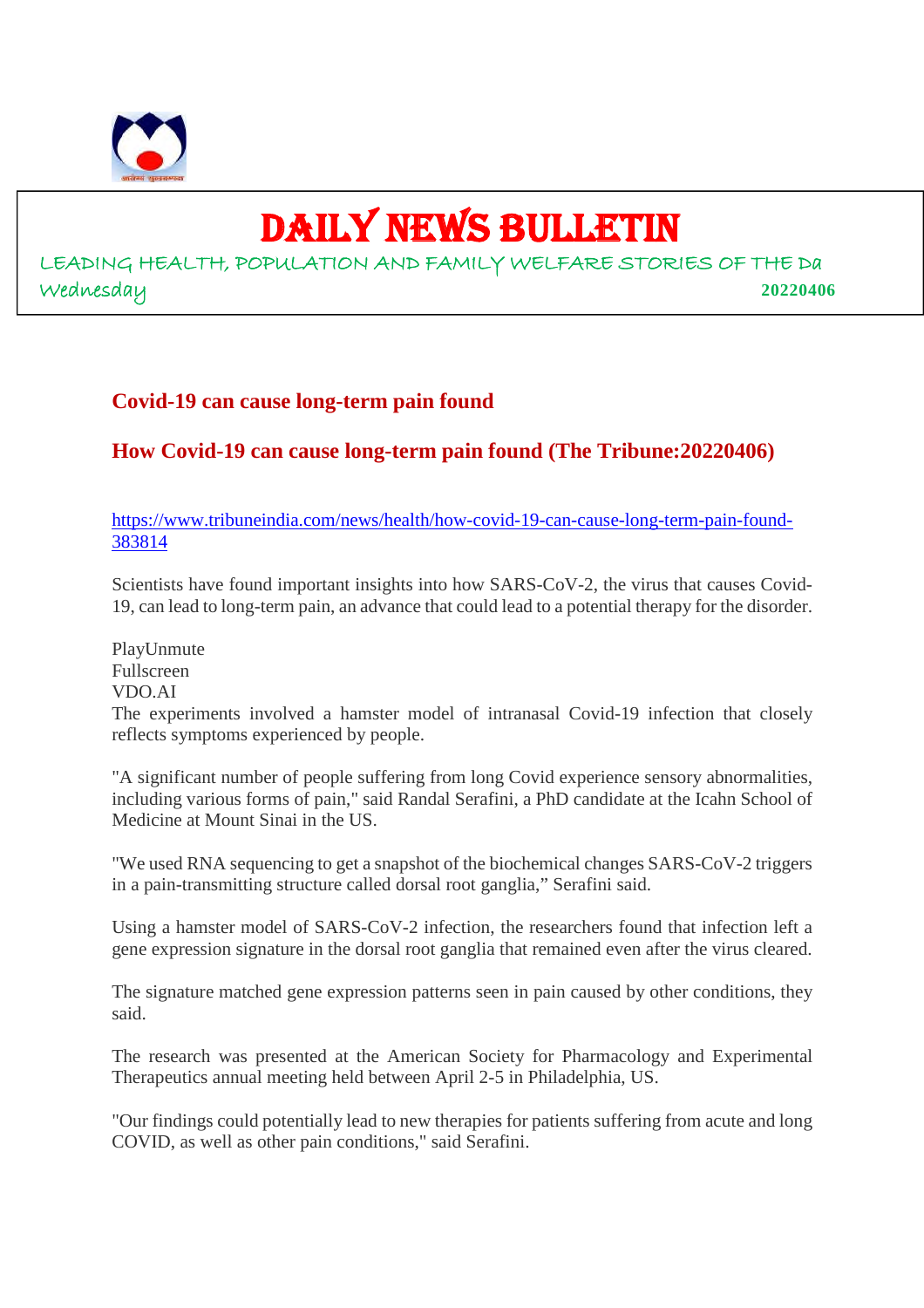# DAILY NEWS BULLETIN

LEADING HEALTH, POPULATION AND FAMILY WELFARE STORIES OF THE Da

Wednesday **20220406**

## Covid-19 can cause long-term pain found

## How Covid-19 can cause long-term pain found (The Tribune:20220406)

https://www.tribuneindia.com/news/health/how-covid-19-can-cause-long-term-pain-found-383814

Scientists have found important insights into how SARS-CoV-2, the virus that causes Covid-19, can lead to long-term pain, an advance that could lead to a potential therapy for the disorder.

PlayUnmute
Fullscreen
VDO.AI

The experiments involved a hamster model of intranasal Covid-19 infection that closely reflects symptoms experienced by people.

"A significant number of people suffering from long Covid experience sensory abnormalities, including various forms of pain," said Randal Serafini, a PhD candidate at the Icahn School of Medicine at Mount Sinai in the US.

"We used RNA sequencing to get a snapshot of the biochemical changes SARS-CoV-2 triggers in a pain-transmitting structure called dorsal root ganglia," Serafini said.

Using a hamster model of SARS-CoV-2 infection, the researchers found that infection left a gene expression signature in the dorsal root ganglia that remained even after the virus cleared.

The signature matched gene expression patterns seen in pain caused by other conditions, they said.

The research was presented at the American Society for Pharmacology and Experimental Therapeutics annual meeting held between April 2-5 in Philadelphia, US.

"Our findings could potentially lead to new therapies for patients suffering from acute and long COVID, as well as other pain conditions," said Serafini.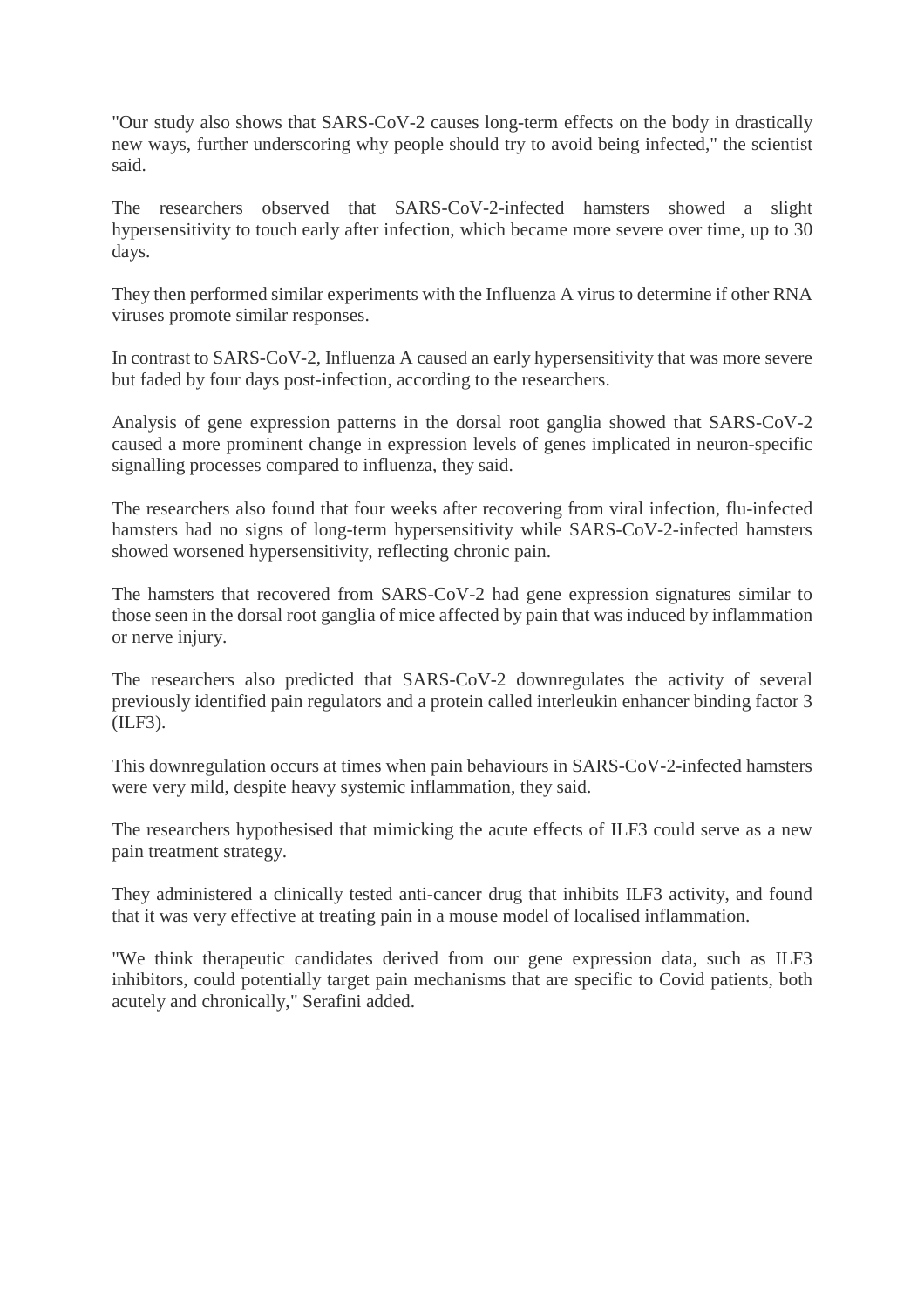"Our study also shows that SARS-CoV-2 causes long-term effects on the body in drastically new ways, further underscoring why people should try to avoid being infected," the scientist said.

The researchers observed that SARS-CoV-2-infected hamsters showed a slight hypersensitivity to touch early after infection, which became more severe over time, up to 30 days.

They then performed similar experiments with the Influenza A virus to determine if other RNA viruses promote similar responses.

In contrast to SARS-CoV-2, Influenza A caused an early hypersensitivity that was more severe but faded by four days post-infection, according to the researchers.

Analysis of gene expression patterns in the dorsal root ganglia showed that SARS-CoV-2 caused a more prominent change in expression levels of genes implicated in neuron-specific signalling processes compared to influenza, they said.

The researchers also found that four weeks after recovering from viral infection, flu-infected hamsters had no signs of long-term hypersensitivity while SARS-CoV-2-infected hamsters showed worsened hypersensitivity, reflecting chronic pain.

The hamsters that recovered from SARS-CoV-2 had gene expression signatures similar to those seen in the dorsal root ganglia of mice affected by pain that was induced by inflammation or nerve injury.

The researchers also predicted that SARS-CoV-2 downregulates the activity of several previously identified pain regulators and a protein called interleukin enhancer binding factor 3 (ILF3).

This downregulation occurs at times when pain behaviours in SARS-CoV-2-infected hamsters were very mild, despite heavy systemic inflammation, they said.

The researchers hypothesised that mimicking the acute effects of ILF3 could serve as a new pain treatment strategy.

They administered a clinically tested anti-cancer drug that inhibits ILF3 activity, and found that it was very effective at treating pain in a mouse model of localised inflammation.

"We think therapeutic candidates derived from our gene expression data, such as ILF3 inhibitors, could potentially target pain mechanisms that are specific to Covid patients, both acutely and chronically," Serafini added.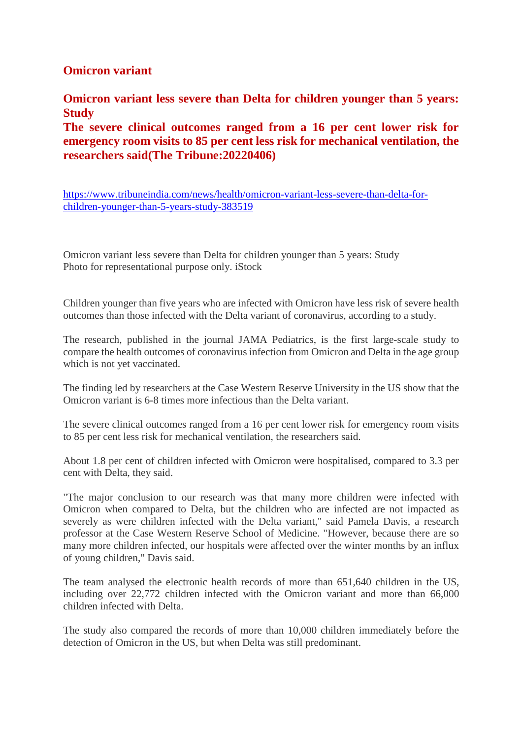## Omicron variant

## Omicron variant less severe than Delta for children younger than 5 years: Study
## The severe clinical outcomes ranged from a 16 per cent lower risk for emergency room visits to 85 per cent less risk for mechanical ventilation, the researchers said(The Tribune:20220406)

https://www.tribuneindia.com/news/health/omicron-variant-less-severe-than-delta-for-children-younger-than-5-years-study-383519

Omicron variant less severe than Delta for children younger than 5 years: Study
Photo for representational purpose only. iStock

Children younger than five years who are infected with Omicron have less risk of severe health outcomes than those infected with the Delta variant of coronavirus, according to a study.

The research, published in the journal JAMA Pediatrics, is the first large-scale study to compare the health outcomes of coronavirus infection from Omicron and Delta in the age group which is not yet vaccinated.

The finding led by researchers at the Case Western Reserve University in the US show that the Omicron variant is 6-8 times more infectious than the Delta variant.

The severe clinical outcomes ranged from a 16 per cent lower risk for emergency room visits to 85 per cent less risk for mechanical ventilation, the researchers said.

About 1.8 per cent of children infected with Omicron were hospitalised, compared to 3.3 per cent with Delta, they said.

"The major conclusion to our research was that many more children were infected with Omicron when compared to Delta, but the children who are infected are not impacted as severely as were children infected with the Delta variant," said Pamela Davis, a research professor at the Case Western Reserve School of Medicine. "However, because there are so many more children infected, our hospitals were affected over the winter months by an influx of young children," Davis said.

The team analysed the electronic health records of more than 651,640 children in the US, including over 22,772 children infected with the Omicron variant and more than 66,000 children infected with Delta.

The study also compared the records of more than 10,000 children immediately before the detection of Omicron in the US, but when Delta was still predominant.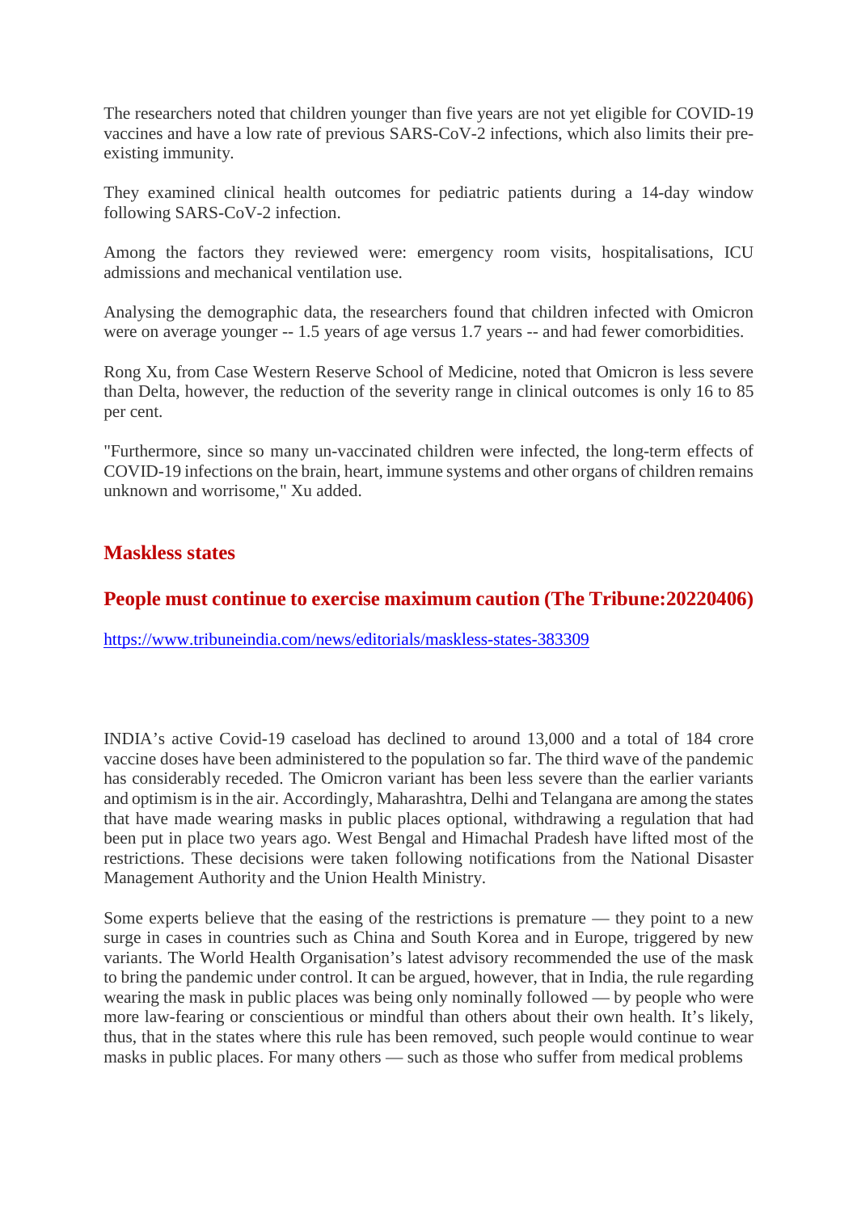The researchers noted that children younger than five years are not yet eligible for COVID-19 vaccines and have a low rate of previous SARS-CoV-2 infections, which also limits their pre-existing immunity.

They examined clinical health outcomes for pediatric patients during a 14-day window following SARS-CoV-2 infection.

Among the factors they reviewed were: emergency room visits, hospitalisations, ICU admissions and mechanical ventilation use.

Analysing the demographic data, the researchers found that children infected with Omicron were on average younger -- 1.5 years of age versus 1.7 years -- and had fewer comorbidities.

Rong Xu, from Case Western Reserve School of Medicine, noted that Omicron is less severe than Delta, however, the reduction of the severity range in clinical outcomes is only 16 to 85 per cent.

"Furthermore, since so many un-vaccinated children were infected, the long-term effects of COVID-19 infections on the brain, heart, immune systems and other organs of children remains unknown and worrisome," Xu added.

## Maskless states

## People must continue to exercise maximum caution (The Tribune:20220406)

https://www.tribuneindia.com/news/editorials/maskless-states-383309

INDIA's active Covid-19 caseload has declined to around 13,000 and a total of 184 crore vaccine doses have been administered to the population so far. The third wave of the pandemic has considerably receded. The Omicron variant has been less severe than the earlier variants and optimism is in the air. Accordingly, Maharashtra, Delhi and Telangana are among the states that have made wearing masks in public places optional, withdrawing a regulation that had been put in place two years ago. West Bengal and Himachal Pradesh have lifted most of the restrictions. These decisions were taken following notifications from the National Disaster Management Authority and the Union Health Ministry.

Some experts believe that the easing of the restrictions is premature — they point to a new surge in cases in countries such as China and South Korea and in Europe, triggered by new variants. The World Health Organisation's latest advisory recommended the use of the mask to bring the pandemic under control. It can be argued, however, that in India, the rule regarding wearing the mask in public places was being only nominally followed — by people who were more law-fearing or conscientious or mindful than others about their own health. It's likely, thus, that in the states where this rule has been removed, such people would continue to wear masks in public places. For many others — such as those who suffer from medical problems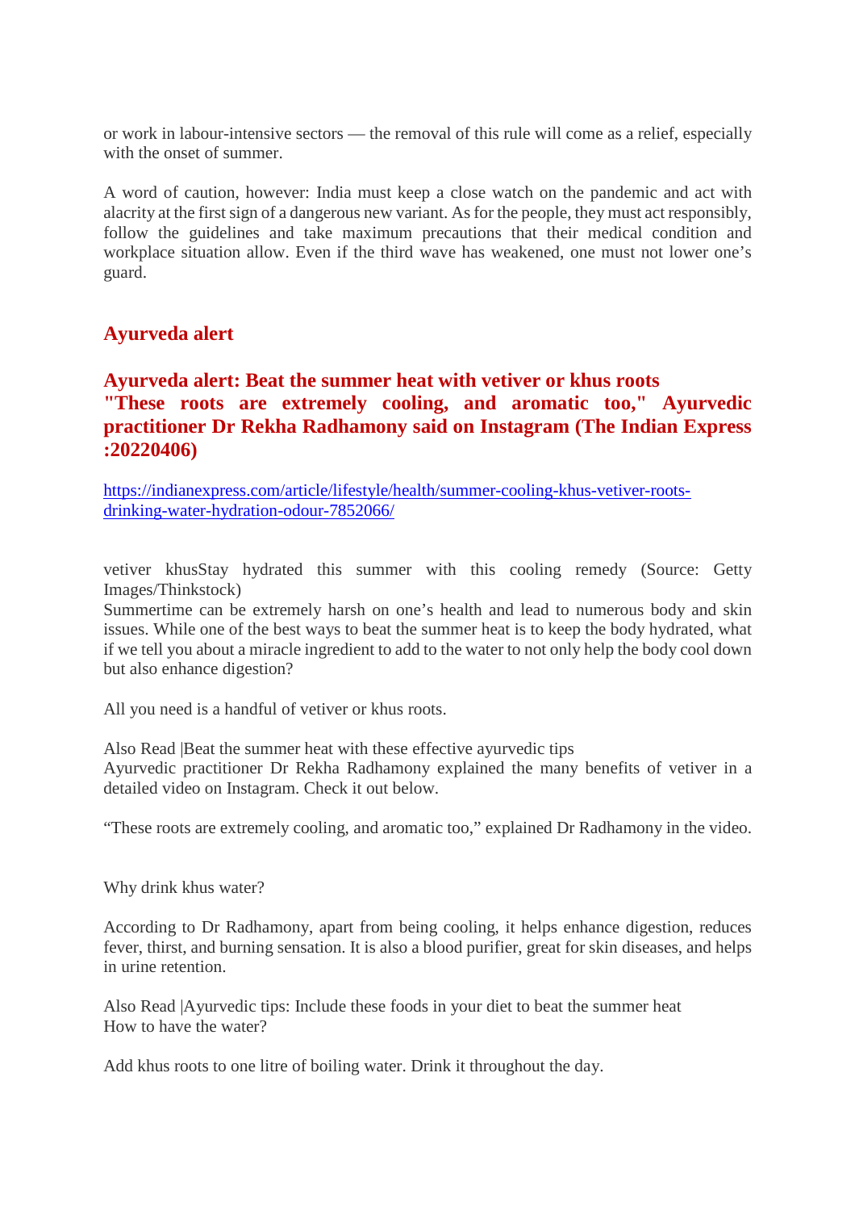or work in labour-intensive sectors — the removal of this rule will come as a relief, especially with the onset of summer.

A word of caution, however: India must keep a close watch on the pandemic and act with alacrity at the first sign of a dangerous new variant. As for the people, they must act responsibly, follow the guidelines and take maximum precautions that their medical condition and workplace situation allow. Even if the third wave has weakened, one must not lower one's guard.

## Ayurveda alert

### Ayurveda alert: Beat the summer heat with vetiver or khus roots "These roots are extremely cooling, and aromatic too," Ayurvedic practitioner Dr Rekha Radhamony said on Instagram (The Indian Express :20220406)

https://indianexpress.com/article/lifestyle/health/summer-cooling-khus-vetiver-roots-drinking-water-hydration-odour-7852066/

vetiver khusStay hydrated this summer with this cooling remedy (Source: Getty Images/Thinkstock)
Summertime can be extremely harsh on one's health and lead to numerous body and skin issues. While one of the best ways to beat the summer heat is to keep the body hydrated, what if we tell you about a miracle ingredient to add to the water to not only help the body cool down but also enhance digestion?

All you need is a handful of vetiver or khus roots.

Also Read |Beat the summer heat with these effective ayurvedic tips
Ayurvedic practitioner Dr Rekha Radhamony explained the many benefits of vetiver in a detailed video on Instagram. Check it out below.

"These roots are extremely cooling, and aromatic too," explained Dr Radhamony in the video.

Why drink khus water?

According to Dr Radhamony, apart from being cooling, it helps enhance digestion, reduces fever, thirst, and burning sensation. It is also a blood purifier, great for skin diseases, and helps in urine retention.

Also Read |Ayurvedic tips: Include these foods in your diet to beat the summer heat
How to have the water?

Add khus roots to one litre of boiling water. Drink it throughout the day.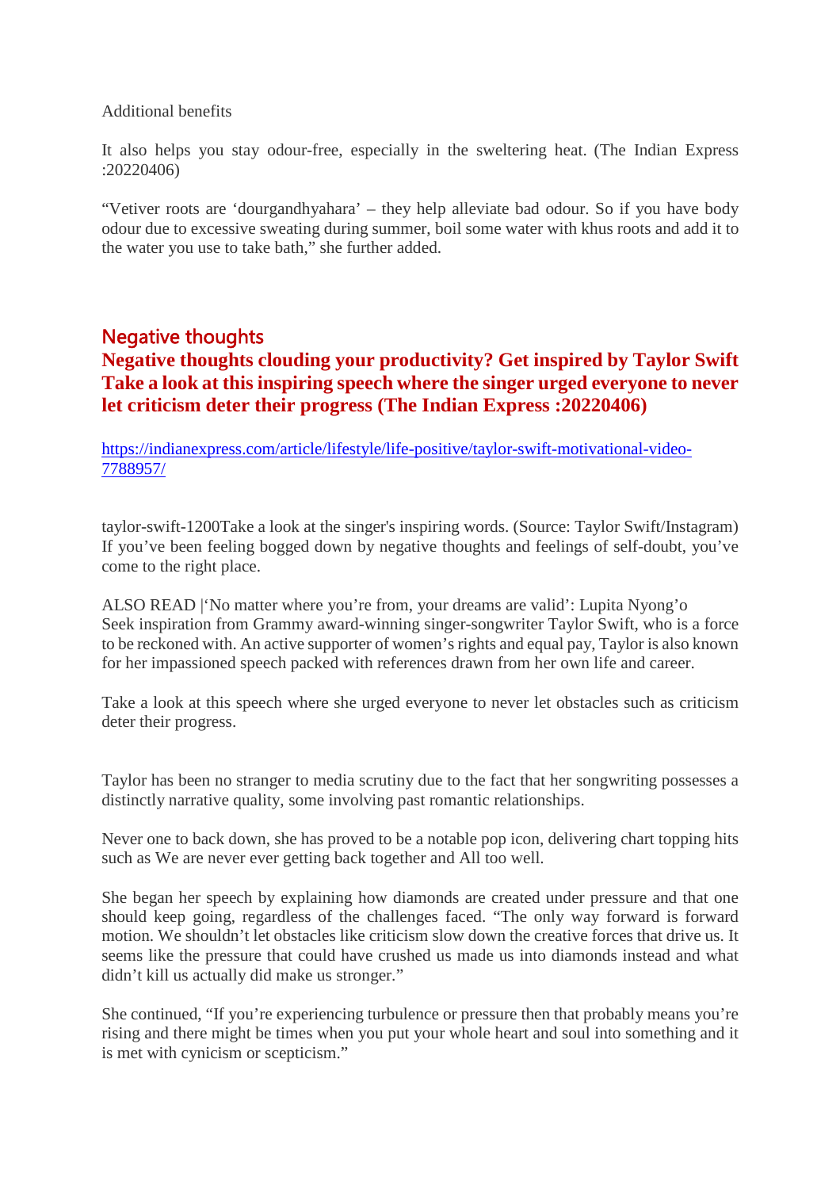Additional benefits

It also helps you stay odour-free, especially in the sweltering heat. (The Indian Express :20220406)

"Vetiver roots are 'dourgandhyahara' – they help alleviate bad odour. So if you have body odour due to excessive sweating during summer, boil some water with khus roots and add it to the water you use to take bath," she further added.

## Negative thoughts

## Negative thoughts clouding your productivity? Get inspired by Taylor Swift Take a look at this inspiring speech where the singer urged everyone to never let criticism deter their progress (The Indian Express :20220406)

https://indianexpress.com/article/lifestyle/life-positive/taylor-swift-motivational-video-7788957/

taylor-swift-1200Take a look at the singer's inspiring words. (Source: Taylor Swift/Instagram) If you've been feeling bogged down by negative thoughts and feelings of self-doubt, you've come to the right place.

ALSO READ |'No matter where you're from, your dreams are valid': Lupita Nyong'o
Seek inspiration from Grammy award-winning singer-songwriter Taylor Swift, who is a force to be reckoned with. An active supporter of women's rights and equal pay, Taylor is also known for her impassioned speech packed with references drawn from her own life and career.

Take a look at this speech where she urged everyone to never let obstacles such as criticism deter their progress.

Taylor has been no stranger to media scrutiny due to the fact that her songwriting possesses a distinctly narrative quality, some involving past romantic relationships.

Never one to back down, she has proved to be a notable pop icon, delivering chart topping hits such as We are never ever getting back together and All too well.

She began her speech by explaining how diamonds are created under pressure and that one should keep going, regardless of the challenges faced. "The only way forward is forward motion. We shouldn't let obstacles like criticism slow down the creative forces that drive us. It seems like the pressure that could have crushed us made us into diamonds instead and what didn't kill us actually did make us stronger."

She continued, "If you're experiencing turbulence or pressure then that probably means you're rising and there might be times when you put your whole heart and soul into something and it is met with cynicism or scepticism."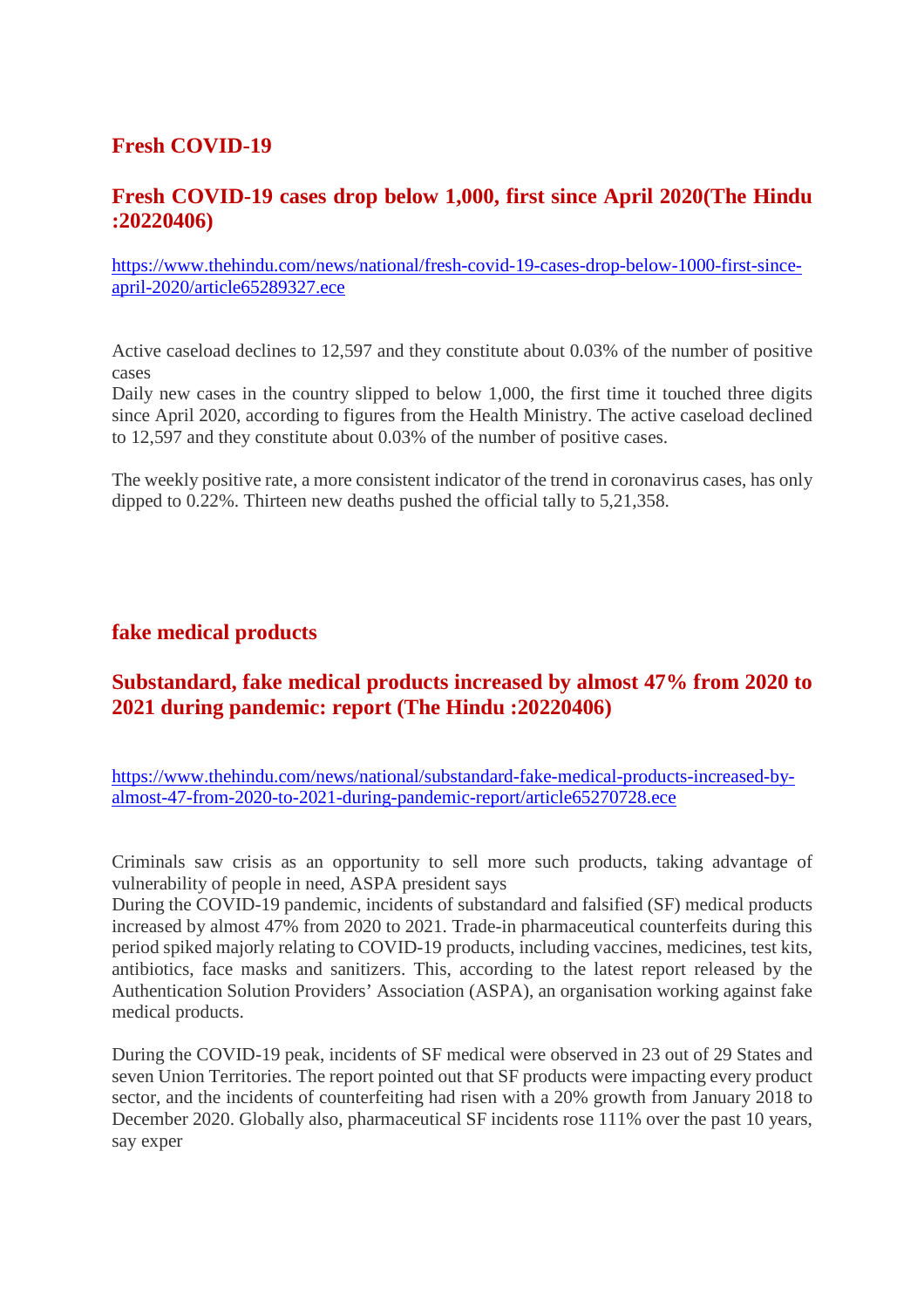## Fresh COVID-19

### Fresh COVID-19 cases drop below 1,000, first since April 2020(The Hindu :20220406)

https://www.thehindu.com/news/national/fresh-covid-19-cases-drop-below-1000-first-since-april-2020/article65289327.ece

Active caseload declines to 12,597 and they constitute about 0.03% of the number of positive cases

Daily new cases in the country slipped to below 1,000, the first time it touched three digits since April 2020, according to figures from the Health Ministry. The active caseload declined to 12,597 and they constitute about 0.03% of the number of positive cases.

The weekly positive rate, a more consistent indicator of the trend in coronavirus cases, has only dipped to 0.22%. Thirteen new deaths pushed the official tally to 5,21,358.

## fake medical products

### Substandard, fake medical products increased by almost 47% from 2020 to 2021 during pandemic: report (The Hindu :20220406)

https://www.thehindu.com/news/national/substandard-fake-medical-products-increased-by-almost-47-from-2020-to-2021-during-pandemic-report/article65270728.ece

Criminals saw crisis as an opportunity to sell more such products, taking advantage of vulnerability of people in need, ASPA president says

During the COVID-19 pandemic, incidents of substandard and falsified (SF) medical products increased by almost 47% from 2020 to 2021. Trade-in pharmaceutical counterfeits during this period spiked majorly relating to COVID-19 products, including vaccines, medicines, test kits, antibiotics, face masks and sanitizers. This, according to the latest report released by the Authentication Solution Providers' Association (ASPA), an organisation working against fake medical products.

During the COVID-19 peak, incidents of SF medical were observed in 23 out of 29 States and seven Union Territories. The report pointed out that SF products were impacting every product sector, and the incidents of counterfeiting had risen with a 20% growth from January 2018 to December 2020. Globally also, pharmaceutical SF incidents rose 111% over the past 10 years, say exper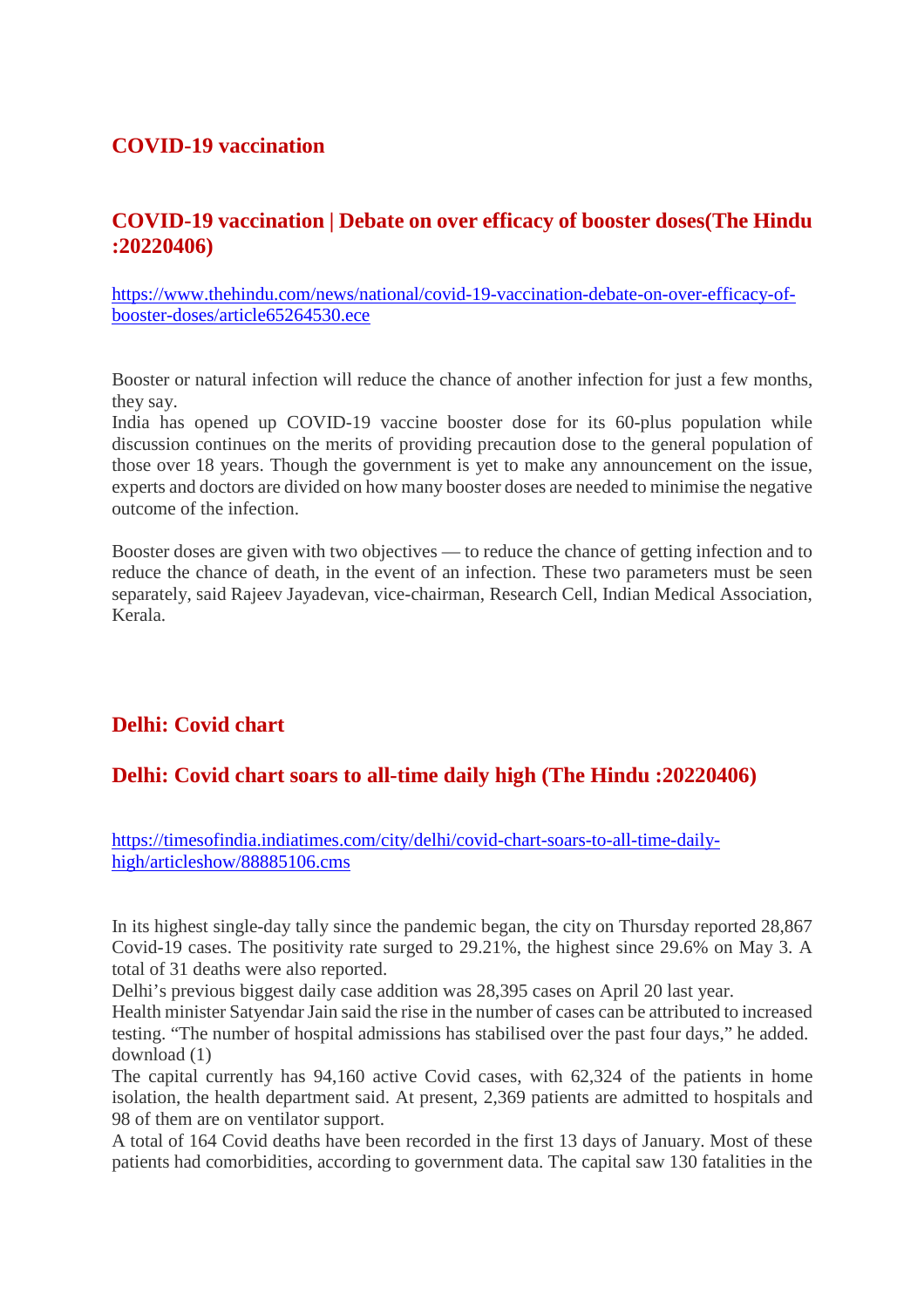## COVID-19 vaccination

## COVID-19 vaccination | Debate on over efficacy of booster doses(The Hindu :20220406)

https://www.thehindu.com/news/national/covid-19-vaccination-debate-on-over-efficacy-of-booster-doses/article65264530.ece

Booster or natural infection will reduce the chance of another infection for just a few months, they say.
India has opened up COVID-19 vaccine booster dose for its 60-plus population while discussion continues on the merits of providing precaution dose to the general population of those over 18 years. Though the government is yet to make any announcement on the issue, experts and doctors are divided on how many booster doses are needed to minimise the negative outcome of the infection.

Booster doses are given with two objectives — to reduce the chance of getting infection and to reduce the chance of death, in the event of an infection. These two parameters must be seen separately, said Rajeev Jayadevan, vice-chairman, Research Cell, Indian Medical Association, Kerala.

## Delhi: Covid chart

## Delhi: Covid chart soars to all-time daily high (The Hindu :20220406)

https://timesofindia.indiatimes.com/city/delhi/covid-chart-soars-to-all-time-daily-high/articleshow/88885106.cms

In its highest single-day tally since the pandemic began, the city on Thursday reported 28,867 Covid-19 cases. The positivity rate surged to 29.21%, the highest since 29.6% on May 3. A total of 31 deaths were also reported.
Delhi's previous biggest daily case addition was 28,395 cases on April 20 last year.
Health minister Satyendar Jain said the rise in the number of cases can be attributed to increased testing. "The number of hospital admissions has stabilised over the past four days," he added.
download (1)
The capital currently has 94,160 active Covid cases, with 62,324 of the patients in home isolation, the health department said. At present, 2,369 patients are admitted to hospitals and 98 of them are on ventilator support.
A total of 164 Covid deaths have been recorded in the first 13 days of January. Most of these patients had comorbidities, according to government data. The capital saw 130 fatalities in the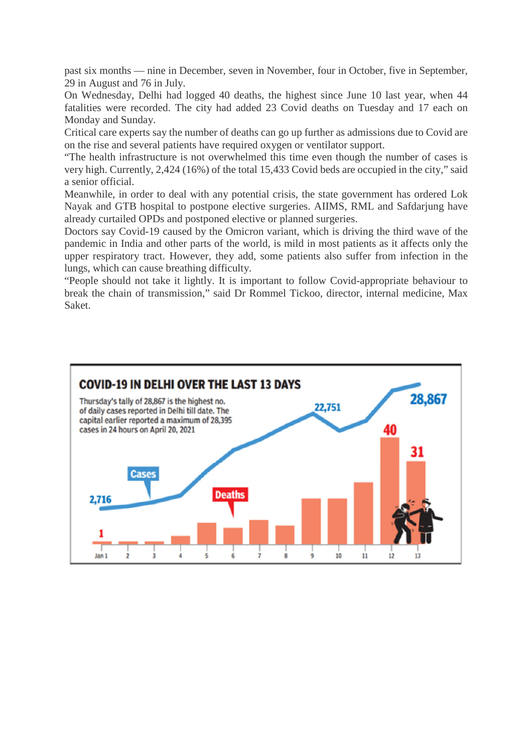past six months — nine in December, seven in November, four in October, five in September, 29 in August and 76 in July.

On Wednesday, Delhi had logged 40 deaths, the highest since June 10 last year, when 44 fatalities were recorded. The city had added 23 Covid deaths on Tuesday and 17 each on Monday and Sunday.

Critical care experts say the number of deaths can go up further as admissions due to Covid are on the rise and several patients have required oxygen or ventilator support.

"The health infrastructure is not overwhelmed this time even though the number of cases is very high. Currently, 2,424 (16%) of the total 15,433 Covid beds are occupied in the city," said a senior official.

Meanwhile, in order to deal with any potential crisis, the state government has ordered Lok Nayak and GTB hospital to postpone elective surgeries. AIIMS, RML and Safdarjung have already curtailed OPDs and postponed elective or planned surgeries.

Doctors say Covid-19 caused by the Omicron variant, which is driving the third wave of the pandemic in India and other parts of the world, is mild in most patients as it affects only the upper respiratory tract. However, they add, some patients also suffer from infection in the lungs, which can cause breathing difficulty.

"People should not take it lightly. It is important to follow Covid-appropriate behaviour to break the chain of transmission," said Dr Rommel Tickoo, director, internal medicine, Max Saket.

**COVID-19 IN DELHI OVER THE LAST 13 DAYS**

Thursday's tally of 28,867 is the highest no. of daily cases reported in Delhi till date. The capital earlier reported a maximum of 28,395 cases in 24 hours on April 20, 2021

Cases: 2,716 (Jan 1), 22,751 (Jan 9), 28,867 (Jan 13)

Deaths: 1 (Jan 1), 40 (Jan 12), 31 (Jan 13)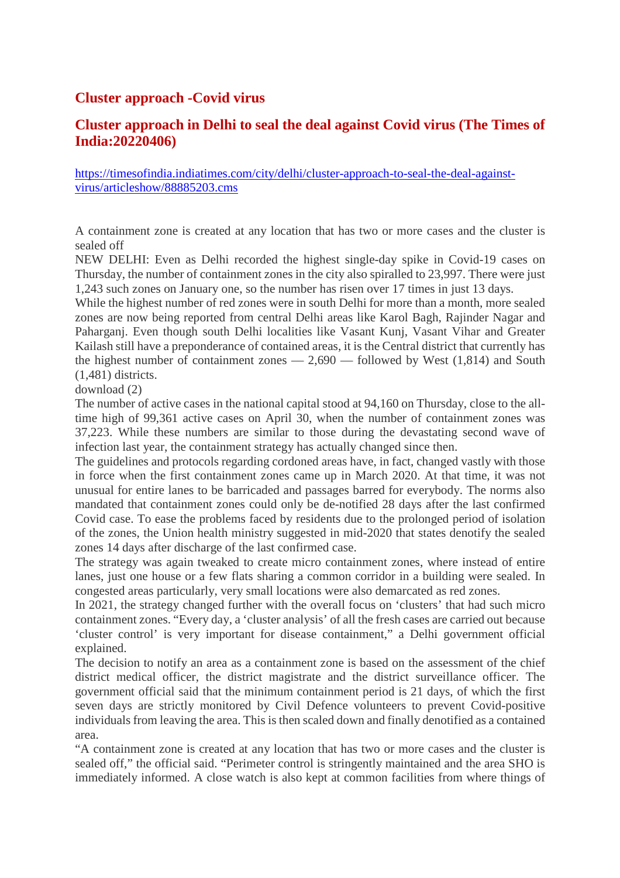## Cluster approach -Covid virus

## Cluster approach in Delhi to seal the deal against Covid virus (The Times of India:20220406)

https://timesofindia.indiatimes.com/city/delhi/cluster-approach-to-seal-the-deal-against-virus/articleshow/88885203.cms

A containment zone is created at any location that has two or more cases and the cluster is sealed off

NEW DELHI: Even as Delhi recorded the highest single-day spike in Covid-19 cases on Thursday, the number of containment zones in the city also spiralled to 23,997. There were just 1,243 such zones on January one, so the number has risen over 17 times in just 13 days.

While the highest number of red zones were in south Delhi for more than a month, more sealed zones are now being reported from central Delhi areas like Karol Bagh, Rajinder Nagar and Paharganj. Even though south Delhi localities like Vasant Kunj, Vasant Vihar and Greater Kailash still have a preponderance of contained areas, it is the Central district that currently has the highest number of containment zones — 2,690 — followed by West (1,814) and South (1,481) districts.

download (2)

The number of active cases in the national capital stood at 94,160 on Thursday, close to the all-time high of 99,361 active cases on April 30, when the number of containment zones was 37,223. While these numbers are similar to those during the devastating second wave of infection last year, the containment strategy has actually changed since then.

The guidelines and protocols regarding cordoned areas have, in fact, changed vastly with those in force when the first containment zones came up in March 2020. At that time, it was not unusual for entire lanes to be barricaded and passages barred for everybody. The norms also mandated that containment zones could only be de-notified 28 days after the last confirmed Covid case. To ease the problems faced by residents due to the prolonged period of isolation of the zones, the Union health ministry suggested in mid-2020 that states denotify the sealed zones 14 days after discharge of the last confirmed case.

The strategy was again tweaked to create micro containment zones, where instead of entire lanes, just one house or a few flats sharing a common corridor in a building were sealed. In congested areas particularly, very small locations were also demarcated as red zones.

In 2021, the strategy changed further with the overall focus on 'clusters' that had such micro containment zones. "Every day, a 'cluster analysis' of all the fresh cases are carried out because 'cluster control' is very important for disease containment," a Delhi government official explained.

The decision to notify an area as a containment zone is based on the assessment of the chief district medical officer, the district magistrate and the district surveillance officer. The government official said that the minimum containment period is 21 days, of which the first seven days are strictly monitored by Civil Defence volunteers to prevent Covid-positive individuals from leaving the area. This is then scaled down and finally denotified as a contained area.

"A containment zone is created at any location that has two or more cases and the cluster is sealed off," the official said. "Perimeter control is stringently maintained and the area SHO is immediately informed. A close watch is also kept at common facilities from where things of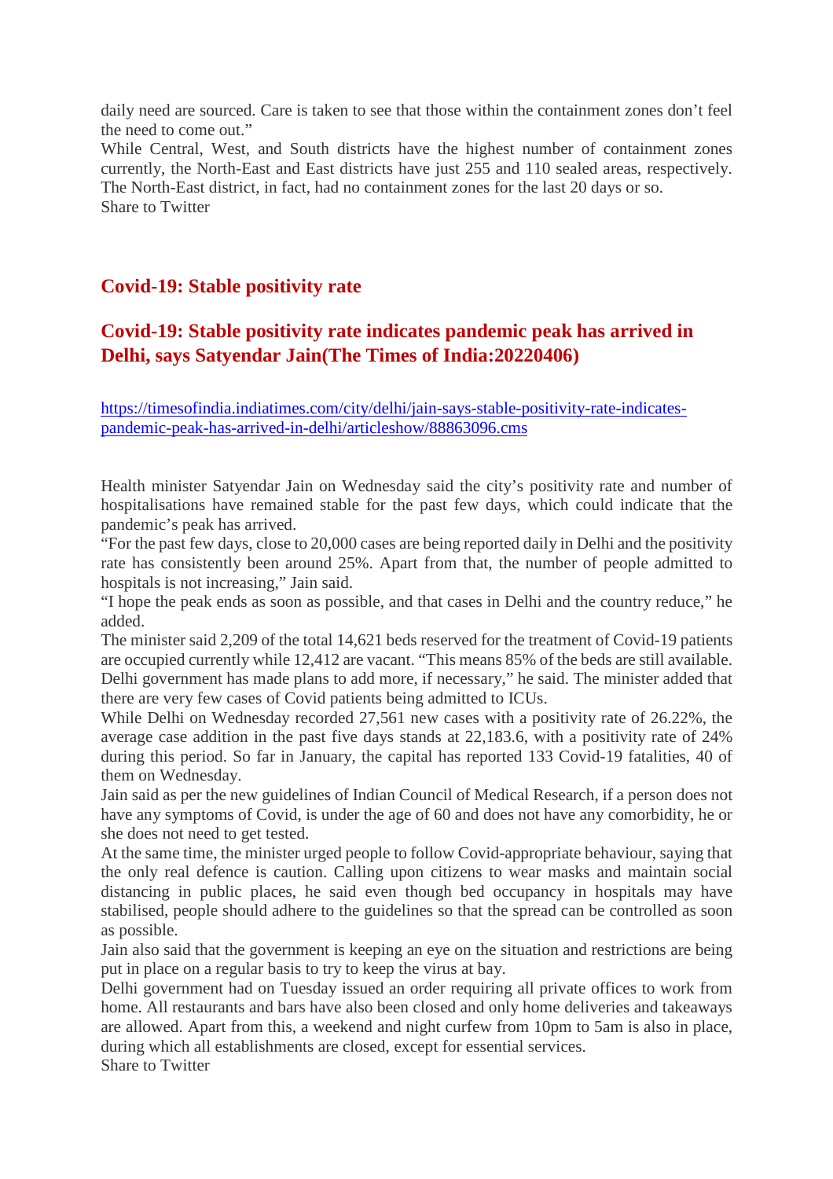daily need are sourced. Care is taken to see that those within the containment zones don't feel the need to come out."

While Central, West, and South districts have the highest number of containment zones currently, the North-East and East districts have just 255 and 110 sealed areas, respectively. The North-East district, in fact, had no containment zones for the last 20 days or so.

Share to Twitter

## Covid-19: Stable positivity rate

## Covid-19: Stable positivity rate indicates pandemic peak has arrived in Delhi, says Satyendar Jain(The Times of India:20220406)

https://timesofindia.indiatimes.com/city/delhi/jain-says-stable-positivity-rate-indicates-pandemic-peak-has-arrived-in-delhi/articleshow/88863096.cms

Health minister Satyendar Jain on Wednesday said the city's positivity rate and number of hospitalisations have remained stable for the past few days, which could indicate that the pandemic's peak has arrived.

"For the past few days, close to 20,000 cases are being reported daily in Delhi and the positivity rate has consistently been around 25%. Apart from that, the number of people admitted to hospitals is not increasing," Jain said.

"I hope the peak ends as soon as possible, and that cases in Delhi and the country reduce," he added.

The minister said 2,209 of the total 14,621 beds reserved for the treatment of Covid-19 patients are occupied currently while 12,412 are vacant. "This means 85% of the beds are still available. Delhi government has made plans to add more, if necessary," he said. The minister added that there are very few cases of Covid patients being admitted to ICUs.

While Delhi on Wednesday recorded 27,561 new cases with a positivity rate of 26.22%, the average case addition in the past five days stands at 22,183.6, with a positivity rate of 24% during this period. So far in January, the capital has reported 133 Covid-19 fatalities, 40 of them on Wednesday.

Jain said as per the new guidelines of Indian Council of Medical Research, if a person does not have any symptoms of Covid, is under the age of 60 and does not have any comorbidity, he or she does not need to get tested.

At the same time, the minister urged people to follow Covid-appropriate behaviour, saying that the only real defence is caution. Calling upon citizens to wear masks and maintain social distancing in public places, he said even though bed occupancy in hospitals may have stabilised, people should adhere to the guidelines so that the spread can be controlled as soon as possible.

Jain also said that the government is keeping an eye on the situation and restrictions are being put in place on a regular basis to try to keep the virus at bay.

Delhi government had on Tuesday issued an order requiring all private offices to work from home. All restaurants and bars have also been closed and only home deliveries and takeaways are allowed. Apart from this, a weekend and night curfew from 10pm to 5am is also in place, during which all establishments are closed, except for essential services.

Share to Twitter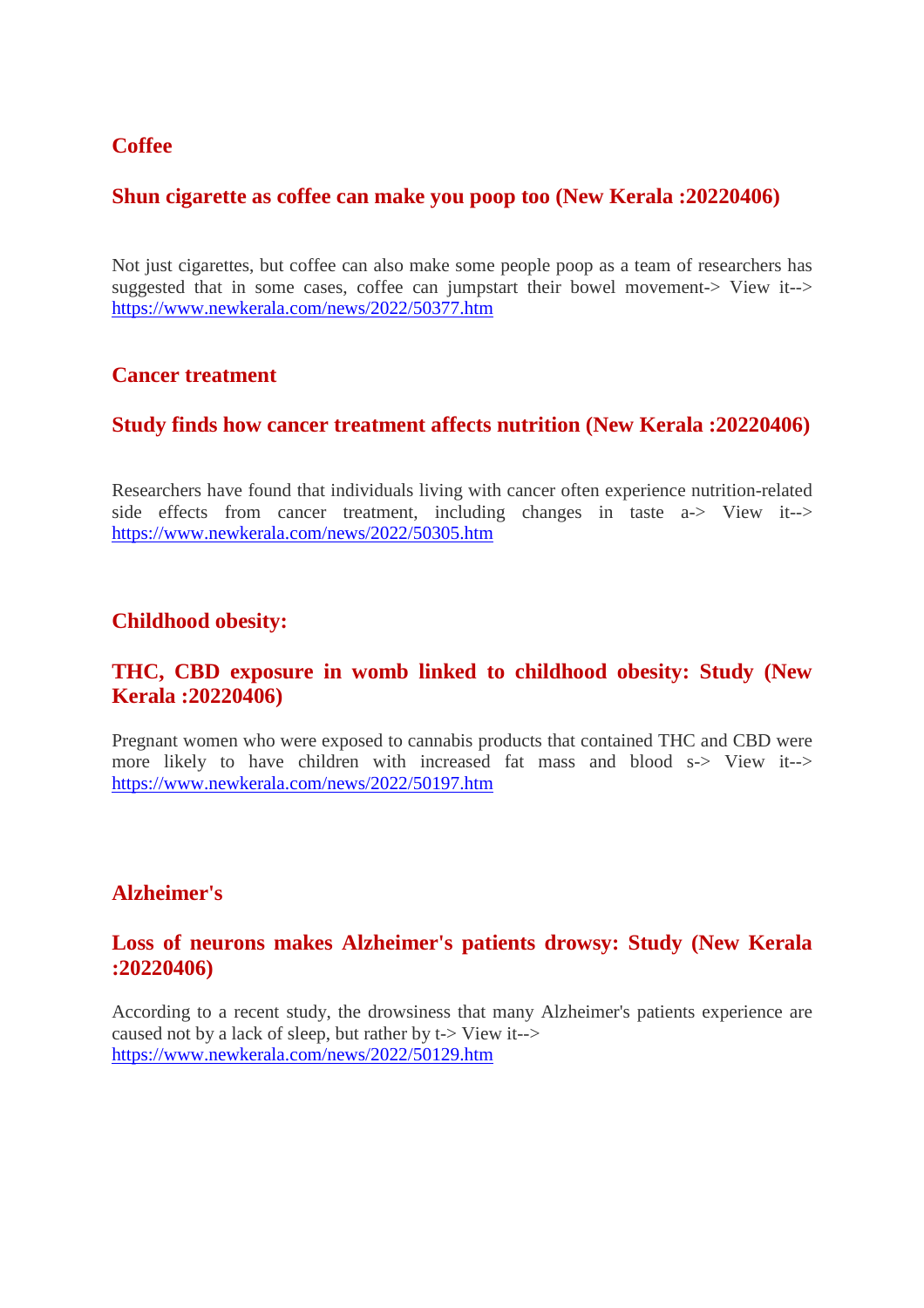## Coffee

### Shun cigarette as coffee can make you poop too (New Kerala :20220406)

Not just cigarettes, but coffee can also make some people poop as a team of researchers has suggested that in some cases, coffee can jumpstart their bowel movement-> View it--> https://www.newkerala.com/news/2022/50377.htm

## Cancer treatment

### Study finds how cancer treatment affects nutrition (New Kerala :20220406)

Researchers have found that individuals living with cancer often experience nutrition-related side effects from cancer treatment, including changes in taste a-> View it--> https://www.newkerala.com/news/2022/50305.htm

## Childhood obesity:

### THC, CBD exposure in womb linked to childhood obesity: Study (New Kerala :20220406)

Pregnant women who were exposed to cannabis products that contained THC and CBD were more likely to have children with increased fat mass and blood s-> View it--> https://www.newkerala.com/news/2022/50197.htm

## Alzheimer's

### Loss of neurons makes Alzheimer's patients drowsy: Study (New Kerala :20220406)

According to a recent study, the drowsiness that many Alzheimer's patients experience are caused not by a lack of sleep, but rather by t-> View it--> https://www.newkerala.com/news/2022/50129.htm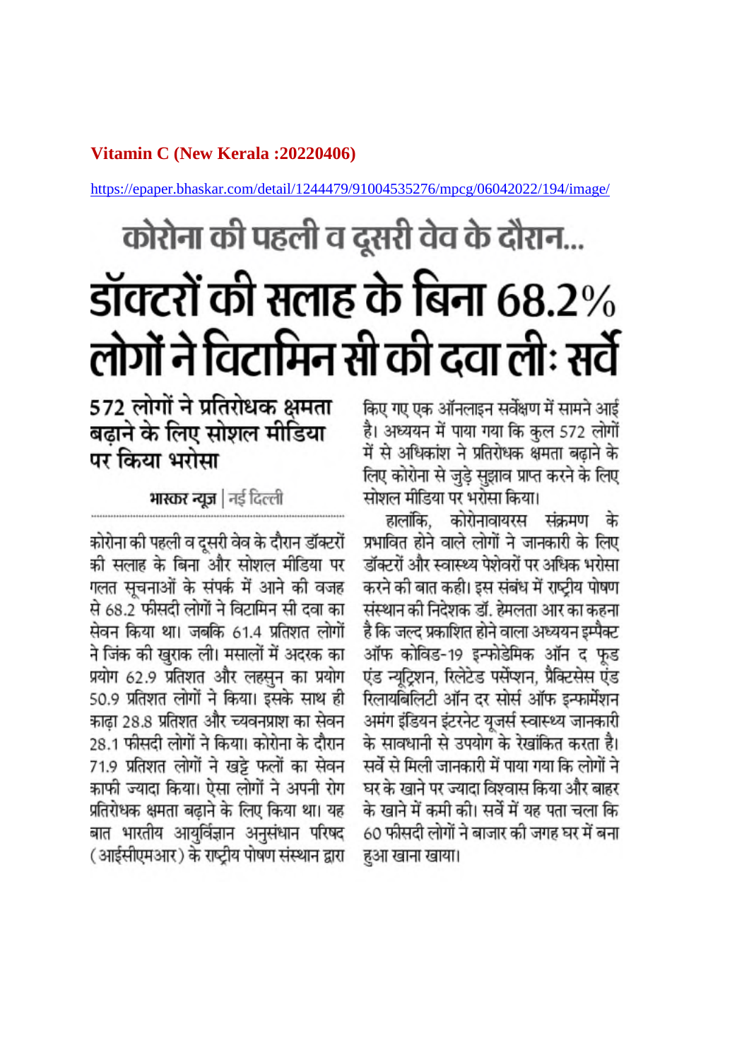**Vitamin C (New Kerala :20220406)**

https://epaper.bhaskar.com/detail/1244479/91004535276/mpcg/06042022/194/image/

## कोरोना की पहली व दूसरी वेव के दौरान...

# डॉक्टरों की सलाह के बिना 68.2% लोगों ने विटामिन सी की दवा ली: सर्वे

### 572 लोगों ने प्रतिरोधक क्षमता बढ़ाने के लिए सोशल मीडिया पर किया भरोसा

**भास्कर न्यूज** | नई दिल्ली

कोरोना की पहली व दूसरी वेव के दौरान डॉक्टरों की सलाह के बिना और सोशल मीडिया पर गलत सूचनाओं के संपर्क में आने की वजह से 68.2 फीसदी लोगों ने विटामिन सी दवा का सेवन किया था। जबकि 61.4 प्रतिशत लोगों ने जिंक की खुराक ली। मसालों में अदरक का प्रयोग 62.9 प्रतिशत और लहसुन का प्रयोग 50.9 प्रतिशत लोगों ने किया। इसके साथ ही काढ़ा 28.8 प्रतिशत और च्यवनप्राश का सेवन 28.1 फीसदी लोगों ने किया। कोरोना के दौरान 71.9 प्रतिशत लोगों ने खट्टे फलों का सेवन काफी ज्यादा किया। ऐसा लोगों ने अपनी रोग प्रतिरोधक क्षमता बढ़ाने के लिए किया था। यह बात भारतीय आयुर्विज्ञान अनुसंधान परिषद (आईसीएमआर) के राष्ट्रीय पोषण संस्थान द्वारा किए गए एक ऑनलाइन सर्वेक्षण में सामने आई है। अध्ययन में पाया गया कि कुल 572 लोगों में से अधिकांश ने प्रतिरोधक क्षमता बढ़ाने के लिए कोरोना से जुड़े सुझाव प्राप्त करने के लिए सोशल मीडिया पर भरोसा किया।

हालांकि, कोरोनावायरस संक्रमण के प्रभावित होने वाले लोगों ने जानकारी के लिए डॉक्टरों और स्वास्थ्य पेशेवरों पर अधिक भरोसा करने की बात कही। इस संबंध में राष्ट्रीय पोषण संस्थान की निदेशक डॉ. हेमलता आर का कहना है कि जल्द प्रकाशित होने वाला अध्ययन इम्पैक्ट ऑफ कोविड-19 इन्फोडेमिक ऑन द फूड एंड न्यूट्रिशन, रिलेटेड पर्सेप्शन, प्रैक्टिसेस एंड रिलायबिलिटी ऑन दर सोर्स ऑफ इन्फार्मेशन अमंग इंडियन इंटरनेट यूजर्स स्वास्थ्य जानकारी के सावधानी से उपयोग के रेखांकित करता है। सर्वे से मिली जानकारी में पाया गया कि लोगों ने घर के खाने पर ज्यादा विश्वास किया और बाहर के खाने में कमी की। सर्वे में यह पता चला कि 60 फीसदी लोगों ने बाजार की जगह घर में बना हुआ खाना खाया।